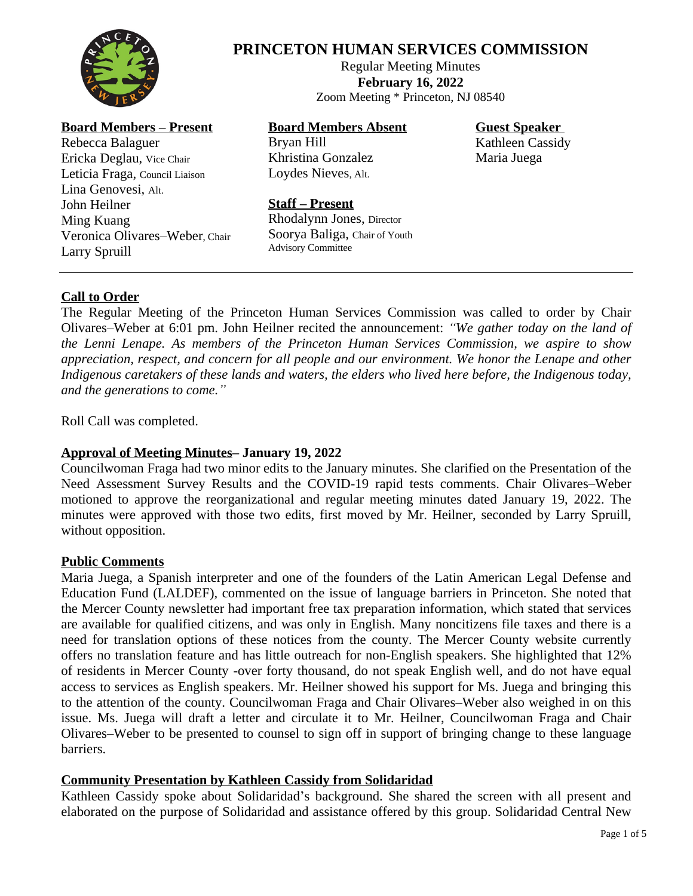# PRINCETON HUMAN SERVICES COMMISSION

Regular Meeting Minutes
**February 16, 2022**
Zoom Meeting * Princeton, NJ 08540

**Board Members – Present**
Rebecca Balaguer
Ericka Deglau, Vice Chair
Leticia Fraga, Council Liaison
Lina Genovesi, Alt.
John Heilner
Ming Kuang
Veronica Olivares–Weber, Chair
Larry Spruill

**Board Members Absent**
Bryan Hill
Khristina Gonzalez
Loydes Nieves, Alt.

**Staff – Present**
Rhodalynn Jones, Director
Soorya Baliga, Chair of Youth Advisory Committee

**Guest Speaker**
Kathleen Cassidy
Maria Juega

---

## Call to Order

The Regular Meeting of the Princeton Human Services Commission was called to order by Chair Olivares–Weber at 6:01 pm. John Heilner recited the announcement: *"We gather today on the land of the Lenni Lenape. As members of the Princeton Human Services Commission, we aspire to show appreciation, respect, and concern for all people and our environment. We honor the Lenape and other Indigenous caretakers of these lands and waters, the elders who lived here before, the Indigenous today, and the generations to come."*

Roll Call was completed.

## Approval of Meeting Minutes– January 19, 2022

Councilwoman Fraga had two minor edits to the January minutes. She clarified on the Presentation of the Need Assessment Survey Results and the COVID-19 rapid tests comments. Chair Olivares–Weber motioned to approve the reorganizational and regular meeting minutes dated January 19, 2022. The minutes were approved with those two edits, first moved by Mr. Heilner, seconded by Larry Spruill, without opposition.

## Public Comments

Maria Juega, a Spanish interpreter and one of the founders of the Latin American Legal Defense and Education Fund (LALDEF), commented on the issue of language barriers in Princeton. She noted that the Mercer County newsletter had important free tax preparation information, which stated that services are available for qualified citizens, and was only in English. Many noncitizens file taxes and there is a need for translation options of these notices from the county. The Mercer County website currently offers no translation feature and has little outreach for non-English speakers. She highlighted that 12% of residents in Mercer County -over forty thousand, do not speak English well, and do not have equal access to services as English speakers. Mr. Heilner showed his support for Ms. Juega and bringing this to the attention of the county. Councilwoman Fraga and Chair Olivares–Weber also weighed in on this issue. Ms. Juega will draft a letter and circulate it to Mr. Heilner, Councilwoman Fraga and Chair Olivares–Weber to be presented to counsel to sign off in support of bringing change to these language barriers.

## Community Presentation by Kathleen Cassidy from Solidaridad

Kathleen Cassidy spoke about Solidaridad's background. She shared the screen with all present and elaborated on the purpose of Solidaridad and assistance offered by this group. Solidaridad Central New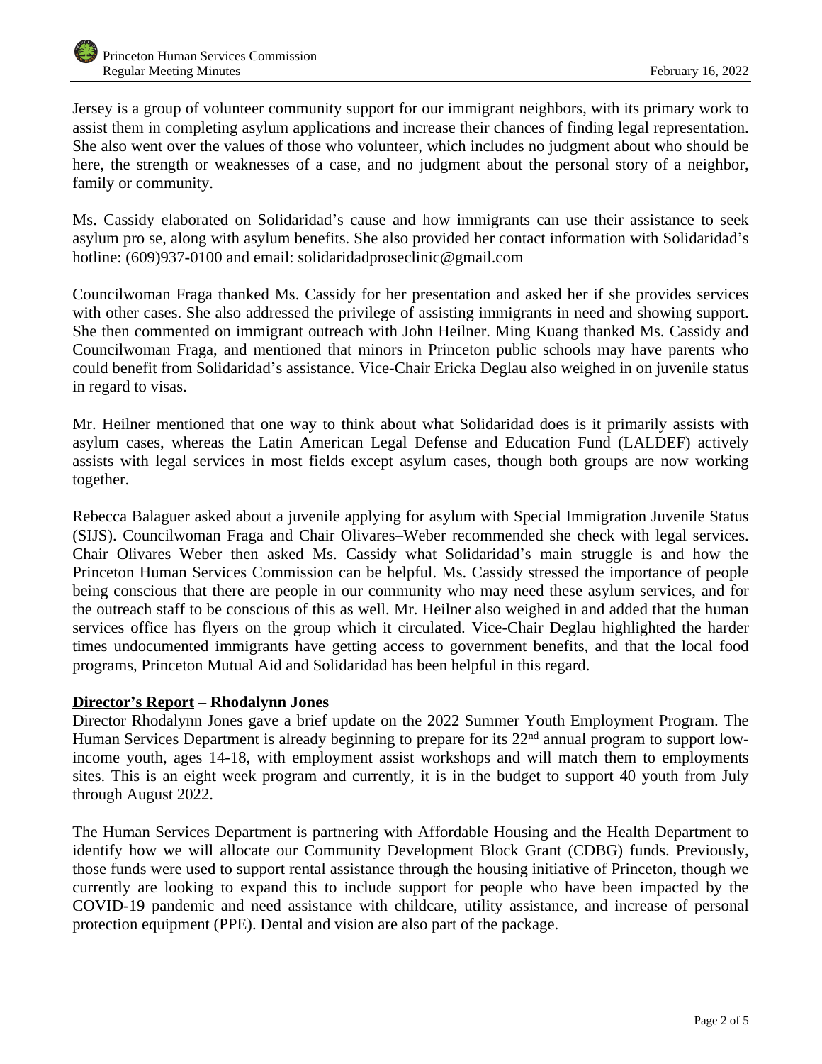Jersey is a group of volunteer community support for our immigrant neighbors, with its primary work to assist them in completing asylum applications and increase their chances of finding legal representation. She also went over the values of those who volunteer, which includes no judgment about who should be here, the strength or weaknesses of a case, and no judgment about the personal story of a neighbor, family or community.

Ms. Cassidy elaborated on Solidaridad's cause and how immigrants can use their assistance to seek asylum pro se, along with asylum benefits. She also provided her contact information with Solidaridad's hotline: (609)937-0100 and email: solidaridadproseclinic@gmail.com

Councilwoman Fraga thanked Ms. Cassidy for her presentation and asked her if she provides services with other cases. She also addressed the privilege of assisting immigrants in need and showing support. She then commented on immigrant outreach with John Heilner. Ming Kuang thanked Ms. Cassidy and Councilwoman Fraga, and mentioned that minors in Princeton public schools may have parents who could benefit from Solidaridad's assistance. Vice-Chair Ericka Deglau also weighed in on juvenile status in regard to visas.

Mr. Heilner mentioned that one way to think about what Solidaridad does is it primarily assists with asylum cases, whereas the Latin American Legal Defense and Education Fund (LALDEF) actively assists with legal services in most fields except asylum cases, though both groups are now working together.

Rebecca Balaguer asked about a juvenile applying for asylum with Special Immigration Juvenile Status (SIJS). Councilwoman Fraga and Chair Olivares–Weber recommended she check with legal services. Chair Olivares–Weber then asked Ms. Cassidy what Solidaridad's main struggle is and how the Princeton Human Services Commission can be helpful. Ms. Cassidy stressed the importance of people being conscious that there are people in our community who may need these asylum services, and for the outreach staff to be conscious of this as well. Mr. Heilner also weighed in and added that the human services office has flyers on the group which it circulated. Vice-Chair Deglau highlighted the harder times undocumented immigrants have getting access to government benefits, and that the local food programs, Princeton Mutual Aid and Solidaridad has been helpful in this regard.

**<u>Director's Report</u> – Rhodalynn Jones**

Director Rhodalynn Jones gave a brief update on the 2022 Summer Youth Employment Program. The Human Services Department is already beginning to prepare for its 22nd annual program to support low-income youth, ages 14-18, with employment assist workshops and will match them to employments sites. This is an eight week program and currently, it is in the budget to support 40 youth from July through August 2022.

The Human Services Department is partnering with Affordable Housing and the Health Department to identify how we will allocate our Community Development Block Grant (CDBG) funds. Previously, those funds were used to support rental assistance through the housing initiative of Princeton, though we currently are looking to expand this to include support for people who have been impacted by the COVID-19 pandemic and need assistance with childcare, utility assistance, and increase of personal protection equipment (PPE). Dental and vision are also part of the package.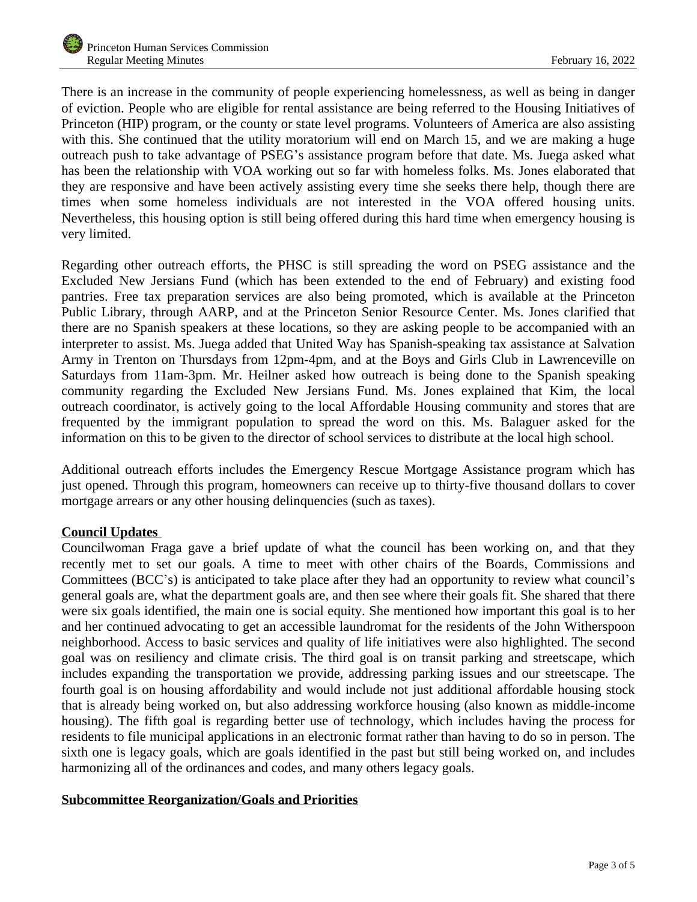There is an increase in the community of people experiencing homelessness, as well as being in danger of eviction. People who are eligible for rental assistance are being referred to the Housing Initiatives of Princeton (HIP) program, or the county or state level programs. Volunteers of America are also assisting with this. She continued that the utility moratorium will end on March 15, and we are making a huge outreach push to take advantage of PSEG's assistance program before that date. Ms. Juega asked what has been the relationship with VOA working out so far with homeless folks. Ms. Jones elaborated that they are responsive and have been actively assisting every time she seeks there help, though there are times when some homeless individuals are not interested in the VOA offered housing units. Nevertheless, this housing option is still being offered during this hard time when emergency housing is very limited.

Regarding other outreach efforts, the PHSC is still spreading the word on PSEG assistance and the Excluded New Jersians Fund (which has been extended to the end of February) and existing food pantries. Free tax preparation services are also being promoted, which is available at the Princeton Public Library, through AARP, and at the Princeton Senior Resource Center. Ms. Jones clarified that there are no Spanish speakers at these locations, so they are asking people to be accompanied with an interpreter to assist. Ms. Juega added that United Way has Spanish-speaking tax assistance at Salvation Army in Trenton on Thursdays from 12pm-4pm, and at the Boys and Girls Club in Lawrenceville on Saturdays from 11am-3pm. Mr. Heilner asked how outreach is being done to the Spanish speaking community regarding the Excluded New Jersians Fund. Ms. Jones explained that Kim, the local outreach coordinator, is actively going to the local Affordable Housing community and stores that are frequented by the immigrant population to spread the word on this. Ms. Balaguer asked for the information on this to be given to the director of school services to distribute at the local high school.

Additional outreach efforts includes the Emergency Rescue Mortgage Assistance program which has just opened. Through this program, homeowners can receive up to thirty-five thousand dollars to cover mortgage arrears or any other housing delinquencies (such as taxes).

**Council Updates**

Councilwoman Fraga gave a brief update of what the council has been working on, and that they recently met to set our goals. A time to meet with other chairs of the Boards, Commissions and Committees (BCC's) is anticipated to take place after they had an opportunity to review what council's general goals are, what the department goals are, and then see where their goals fit. She shared that there were six goals identified, the main one is social equity. She mentioned how important this goal is to her and her continued advocating to get an accessible laundromat for the residents of the John Witherspoon neighborhood. Access to basic services and quality of life initiatives were also highlighted. The second goal was on resiliency and climate crisis. The third goal is on transit parking and streetscape, which includes expanding the transportation we provide, addressing parking issues and our streetscape. The fourth goal is on housing affordability and would include not just additional affordable housing stock that is already being worked on, but also addressing workforce housing (also known as middle-income housing). The fifth goal is regarding better use of technology, which includes having the process for residents to file municipal applications in an electronic format rather than having to do so in person. The sixth one is legacy goals, which are goals identified in the past but still being worked on, and includes harmonizing all of the ordinances and codes, and many others legacy goals.

**Subcommittee Reorganization/Goals and Priorities**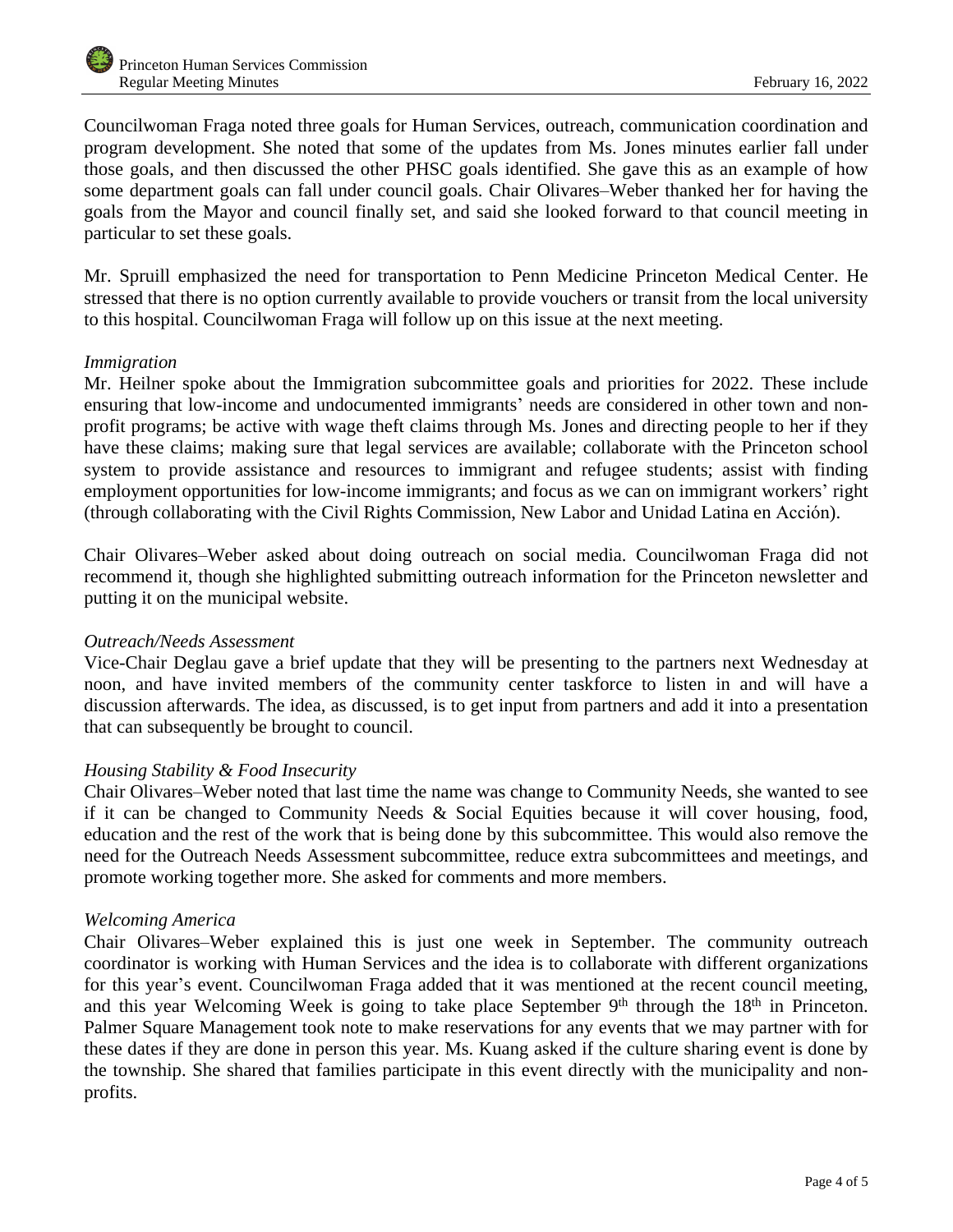Councilwoman Fraga noted three goals for Human Services, outreach, communication coordination and program development. She noted that some of the updates from Ms. Jones minutes earlier fall under those goals, and then discussed the other PHSC goals identified. She gave this as an example of how some department goals can fall under council goals. Chair Olivares–Weber thanked her for having the goals from the Mayor and council finally set, and said she looked forward to that council meeting in particular to set these goals.

Mr. Spruill emphasized the need for transportation to Penn Medicine Princeton Medical Center. He stressed that there is no option currently available to provide vouchers or transit from the local university to this hospital. Councilwoman Fraga will follow up on this issue at the next meeting.

*Immigration*

Mr. Heilner spoke about the Immigration subcommittee goals and priorities for 2022. These include ensuring that low-income and undocumented immigrants' needs are considered in other town and non-profit programs; be active with wage theft claims through Ms. Jones and directing people to her if they have these claims; making sure that legal services are available; collaborate with the Princeton school system to provide assistance and resources to immigrant and refugee students; assist with finding employment opportunities for low-income immigrants; and focus as we can on immigrant workers' right (through collaborating with the Civil Rights Commission, New Labor and Unidad Latina en Acción).

Chair Olivares–Weber asked about doing outreach on social media. Councilwoman Fraga did not recommend it, though she highlighted submitting outreach information for the Princeton newsletter and putting it on the municipal website.

*Outreach/Needs Assessment*

Vice-Chair Deglau gave a brief update that they will be presenting to the partners next Wednesday at noon, and have invited members of the community center taskforce to listen in and will have a discussion afterwards. The idea, as discussed, is to get input from partners and add it into a presentation that can subsequently be brought to council.

*Housing Stability & Food Insecurity*

Chair Olivares–Weber noted that last time the name was change to Community Needs, she wanted to see if it can be changed to Community Needs & Social Equities because it will cover housing, food, education and the rest of the work that is being done by this subcommittee. This would also remove the need for the Outreach Needs Assessment subcommittee, reduce extra subcommittees and meetings, and promote working together more. She asked for comments and more members.

*Welcoming America*

Chair Olivares–Weber explained this is just one week in September. The community outreach coordinator is working with Human Services and the idea is to collaborate with different organizations for this year's event. Councilwoman Fraga added that it was mentioned at the recent council meeting, and this year Welcoming Week is going to take place September 9th through the 18th in Princeton. Palmer Square Management took note to make reservations for any events that we may partner with for these dates if they are done in person this year. Ms. Kuang asked if the culture sharing event is done by the township. She shared that families participate in this event directly with the municipality and non-profits.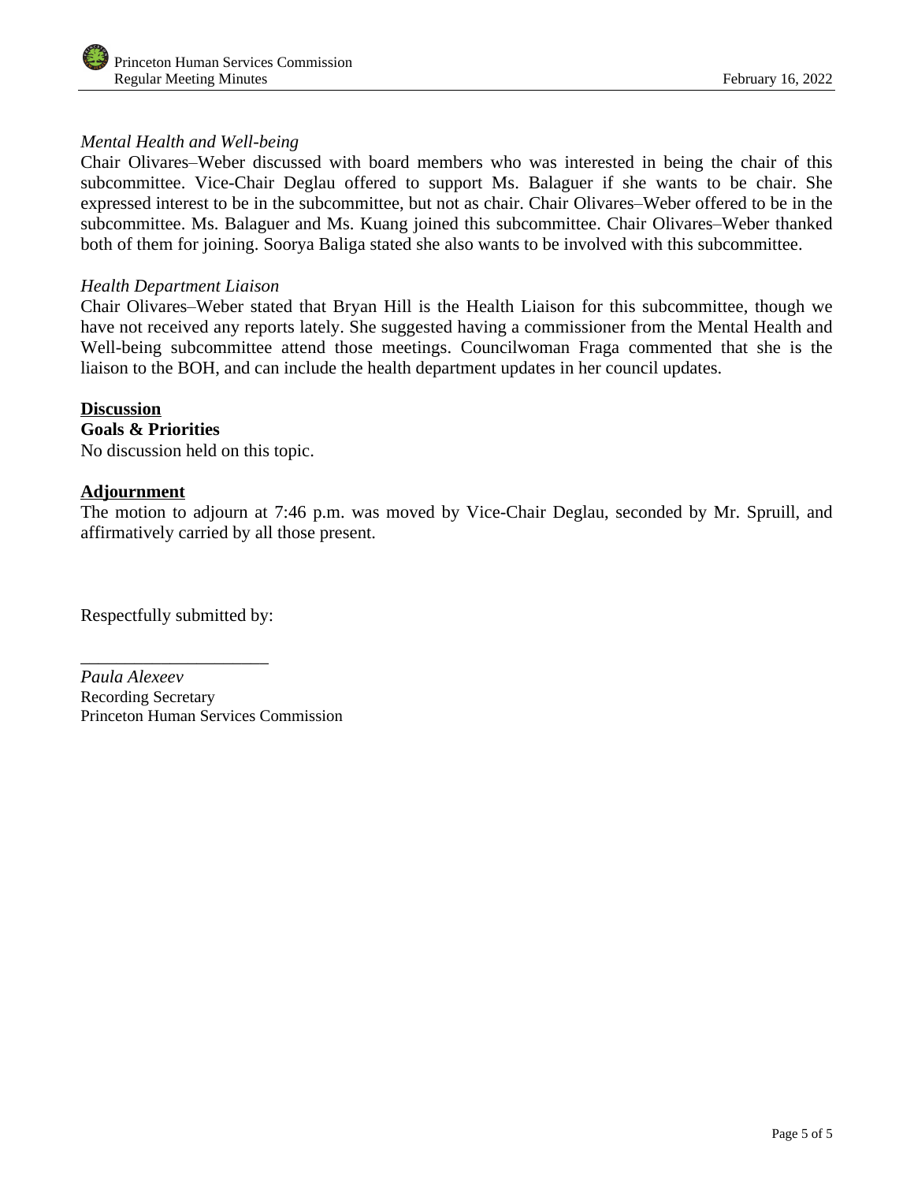*Mental Health and Well-being*

Chair Olivares–Weber discussed with board members who was interested in being the chair of this subcommittee. Vice-Chair Deglau offered to support Ms. Balaguer if she wants to be chair. She expressed interest to be in the subcommittee, but not as chair. Chair Olivares–Weber offered to be in the subcommittee. Ms. Balaguer and Ms. Kuang joined this subcommittee. Chair Olivares–Weber thanked both of them for joining. Soorya Baliga stated she also wants to be involved with this subcommittee.

*Health Department Liaison*

Chair Olivares–Weber stated that Bryan Hill is the Health Liaison for this subcommittee, though we have not received any reports lately. She suggested having a commissioner from the Mental Health and Well-being subcommittee attend those meetings. Councilwoman Fraga commented that she is the liaison to the BOH, and can include the health department updates in her council updates.

**Discussion**

**Goals & Priorities**

No discussion held on this topic.

**Adjournment**

The motion to adjourn at 7:46 p.m. was moved by Vice-Chair Deglau, seconded by Mr. Spruill, and affirmatively carried by all those present.

Respectfully submitted by:

______________________

*Paula Alexeev*
Recording Secretary
Princeton Human Services Commission